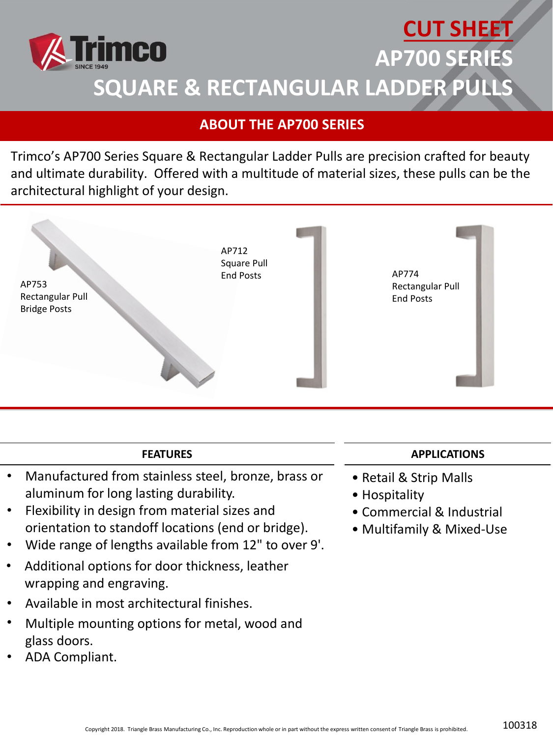# CUT SHEET

# AP700 SERIES

# SQUARE & RECTANGULAR LADDER PULLS

## ABOUT THE AP700 SERIES

Trimco's AP700 Series Square & Rectangular Ladder Pulls are precision crafted for beauty and ultimate durability. Offered with a multitude of material sizes, these pulls can be the architectural highlight of your design.

AP753
Rectangular Pull
Bridge Posts

AP712
Square Pull
End Posts

AP774
Rectangular Pull
End Posts

## FEATURES

- Manufactured from stainless steel, bronze, brass or aluminum for long lasting durability.
- Flexibility in design from material sizes and orientation to standoff locations (end or bridge).
- Wide range of lengths available from 12" to over 9'.
- Additional options for door thickness, leather wrapping and engraving.
- Available in most architectural finishes.
- Multiple mounting options for metal, wood and glass doors.
- ADA Compliant.

## APPLICATIONS

- Retail & Strip Malls
- Hospitality
- Commercial & Industrial
- Multifamily & Mixed-Use

Copyright 2018. Triangle Brass Manufacturing Co., Inc. Reproduction whole or in part without the express written consent of Triangle Brass is prohibited.

100318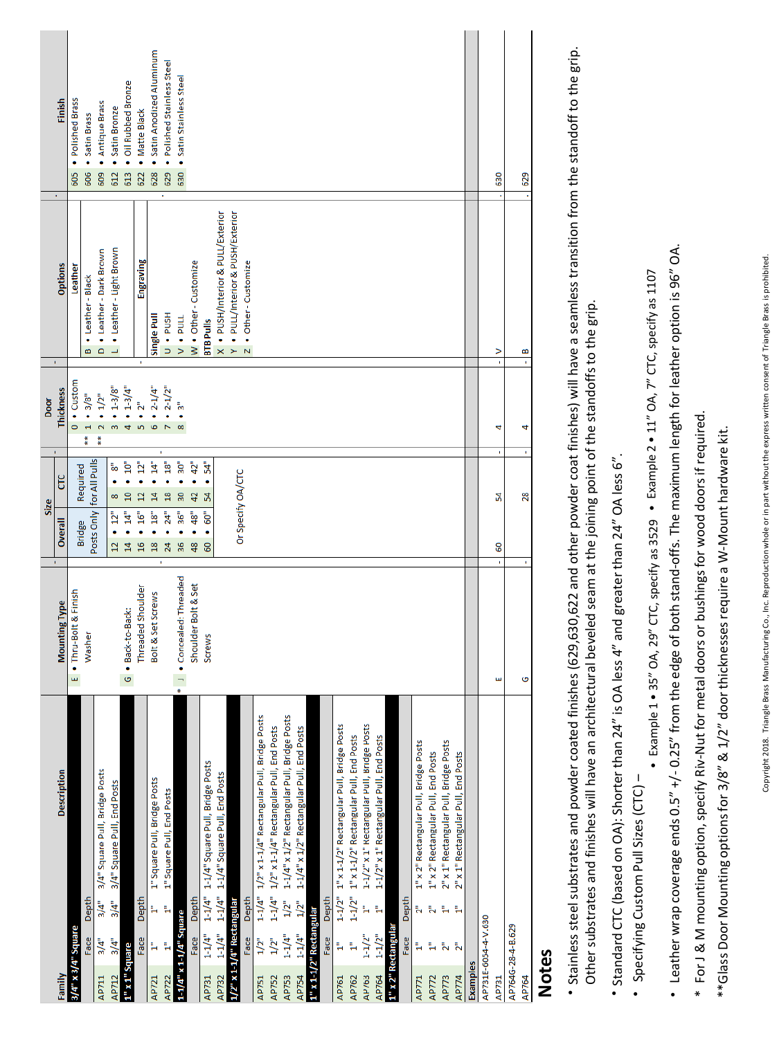| Family | | | Description | Mounting Type | Size Overall | Size CTC | Door Thickness | Options | Finish |
|---|---|---|---|---|---|---|---|---|---|
| **3/4" x 3/4" Square** | | | | E • Thru-Bolt & Finish Washer | Bridge Posts Only | Required for All Pulls | 0 • Custom | **Leather** | 605 • Polished Brass |
| | Face | Depth | | | 12 • 12" | 8 • 8" | ** 1 • 3/8" | B • Leather - Black | 606 • Satin Brass |
| AP711 | 3/4" | 3/4" | 3/4" Square Pull, Bridge Posts | | 14 • 14" | 10 • 10" | ** 2 • 1/2" | D • Leather - Dark Brown | 609 • Antique Brass |
| AP712 | 3/4" | 3/4" | 3/4" Square Pull, End Posts | G • Back-to-Back: Threaded Shoulder Bolt & Set Screws | 16 • 16" | 12 • 12" | 3 • 1-3/8" | L • Leather - Light Brown | 612 • Satin Bronze |
| **1" x 1" Square** | | | | | 18 • 18" | 14 • 14" | 4 • 1-3/4" | **Engraving** | 613 • Oil Rubbed Bronze |
| | Face | Depth | | | 24 • 24" | 18 • 18" | 5 • 2" | **Single Pull** | 622 • Matte Black |
| AP721 | 1" | 1" | 1" Square Pull, Bridge Posts | * J • Concealed: Threaded Shoulder Bolt & Set Screws | 36 • 36" | 30 • 30" | 6 • 2-1/4" | U • PUSH | 628 • Satin Anodized Aluminum |
| AP722 | 1" | 1" | 1" Square Pull, End Posts | | 48 • 48" | 42 • 42" | 7 • 2-1/2" | V • PULL | 629 • Polished Stainless Steel |
| **1-1/4" x 1-1/4" Square** | | | | | 60 • 60" | 54 • 54" | 8 • 3" | W • Other - Customize | 630 • Satin Stainless Steel |
| | Face | Depth | | | Or Specify OA/CTC | | | **BTB Pulls** | |
| AP731 | 1-1/4" | 1-1/4" | 1-1/4" Square Pull, Bridge Posts | | | | | X • PUSH/Interior & PULL/Exterior | |
| AP732 | 1-1/4" | 1-1/4" | 1-1/4" Square Pull, End Posts | | | | | Y • PULL/Interior & PUSH/Exterior | |
| **1/2" x 1-1/4" Rectangular** | | | | | | | | Z • Other - Customize | |
| | Face | Depth | | | | | | | |
| AP751 | 1/2" | 1-1/4" | 1/2" x 1-1/4" Rectangular Pull, Bridge Posts | | | | | | |
| AP752 | 1/2" | 1-1/4" | 1/2" x 1-1/4" Rectangular Pull, End Posts | | | | | | |
| AP753 | 1-1/4" | 1/2" | 1-1/4" x 1/2" Rectangular Pull, Bridge Posts | | | | | | |
| AP754 | 1-1/4" | 1/2" | 1-1/4" x 1/2" Rectangular Pull, End Posts | | | | | | |
| **1" x 1-1/2" Rectangular** | | | | | | | | | |
| | Face | Depth | | | | | | | |
| AP761 | 1" | 1-1/2" | 1" x 1-1/2" Rectangular Pull, Bridge Posts | | | | | | |
| AP762 | 1" | 1-1/2" | 1" x 1-1/2" Rectangular Pull, End Posts | | | | | | |
| AP763 | 1-1/2" | 1" | 1-1/2" x 1" Rectangular Pull, Bridge Posts | | | | | | |
| AP764 | 1-1/2" | 1" | 1-1/2" x 1" Rectangular Pull, End Posts | | | | | | |
| **1" x 2" Rectangular** | | | | | | | | | |
| | Face | Depth | | | | | | | |
| AP771 | 1" | 2" | 1" x 2" Rectangular Pull, Bridge Posts | | | | | | |
| AP772 | 1" | 2" | 1" x 2" Rectangular Pull, End Posts | | | | | | |
| AP773 | 2" | 1" | 2" x 1" Rectangular Pull, Bridge Posts | | | | | | |
| AP774 | 2" | 1" | 2" x 1" Rectangular Pull, End Posts | | | | | | |
| **Examples** | | | | | | | | | |
| AP731E-6054-4-V.630 | | | | | | | | | |
| AP731 | | | | E | 60 | 54 | 4 | V | 630 |
| AP764G-28-4-B.629 | | | | | | | | | |
| AP764 | | | | G | | 28 | 4 | B | 629 |

# Notes

- Stainless steel substrates and powder coated finishes (629,630,622 and other powder coat finishes) will have a seamless transition from the standoff to the grip. Other substrates and finishes will have an architectural beveled seam at the joining point of the standoffs to the grip.
- Standard CTC (based on OA): Shorter than 24" is OA less 4" and greater than 24" OA less 6".
- Specifying Custom Pull Sizes (CTC) –
  - Example 1 • 35" OA, 29" CTC, specify as 3529 • Example 2 • 11" OA, 7" CTC, specify as 1107
- Leather wrap coverage ends 0.5" +/- 0.25" from the edge of both stand-offs. The maximum length for leather option is 96" OA.

\* For J & M mounting option, specify Riv-Nut for metal doors or bushings for wood doors if required.

\*\*Glass Door Mounting options for 3/8" & 1/2" door thicknesses require a W-Mount hardware kit.

Copyright 2018. Triangle Brass Manufacturing Co., Inc. Reproduction whole or in part without the express written consent of Triangle Brass is prohibited.